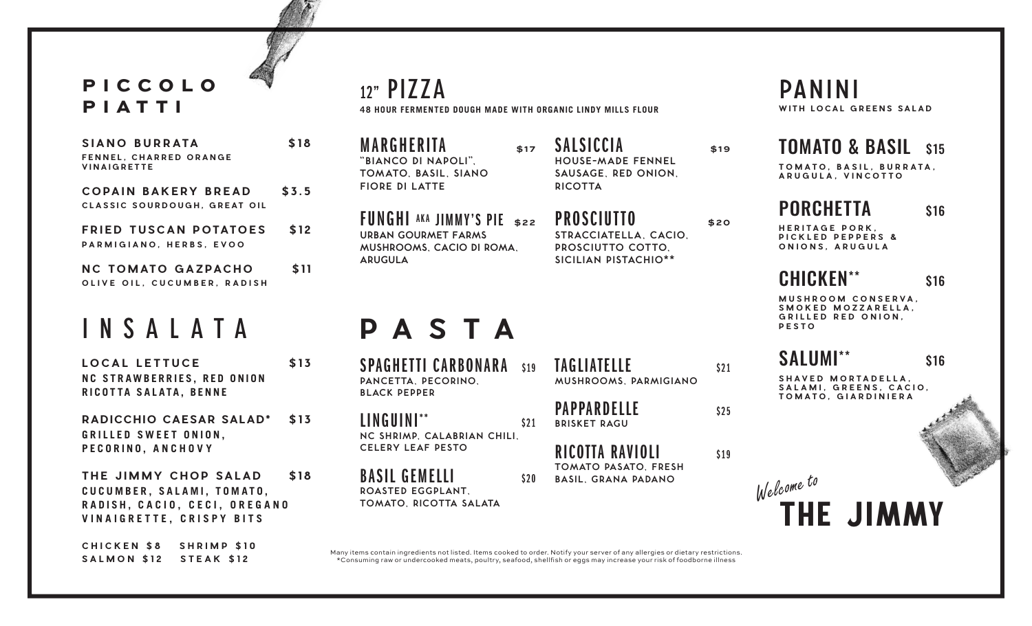# PICCOLO PIATTI

**SIANO BURRATA** — $18
FENNEL, CHARRED ORANGE VINAIGRETTE

**COPAIN BAKERY BREAD** — $3.5
CLASSIC SOURDOUGH, GREAT OIL

**FRIED TUSCAN POTATOES** — $12
PARMIGIANO, HERBS, EVOO

**NC TOMATO GAZPACHO** — $11
OLIVE OIL, CUCUMBER, RADISH

# INSALATA

**LOCAL LETTUCE** — $13
NC STRAWBERRIES, RED ONION RICOTTA SALATA, BENNE

**RADICCHIO CAESAR SALAD*** — $13
GRILLED SWEET ONION, PECORINO, ANCHOVY

**THE JIMMY CHOP SALAD** — $18
CUCUMBER, SALAMI, TOMATO, RADISH, CACIO, CECI, OREGANO VINAIGRETTE, CRISPY BITS

CHICKEN $8 SHRIMP $10
SALMON $12 STEAK $12

# 12" PIZZA

48 HOUR FERMENTED DOUGH MADE WITH ORGANIC LINDY MILLS FLOUR

**MARGHERITA** — $17
"BIANCO DI NAPOLI", TOMATO, BASIL, SIANO FIORE DI LATTE

**FUNGHI AKA JIMMY'S PIE** — $22
URBAN GOURMET FARMS MUSHROOMS, CACIO DI ROMA, ARUGULA

**SALSICCIA** — $19
HOUSE-MADE FENNEL SAUSAGE, RED ONION, RICOTTA

**PROSCIUTTO** — $20
STRACCIATELLA, CACIO, PROSCIUTTO COTTO, SICILIAN PISTACHIO**

# PASTA

**SPAGHETTI CARBONARA** — $19
PANCETTA, PECORINO, BLACK PEPPER

**LINGUINI**** — $21
NC SHRIMP, CALABRIAN CHILI, CELERY LEAF PESTO

**BASIL GEMELLI** — $20
ROASTED EGGPLANT, TOMATO, RICOTTA SALATA

**TAGLIATELLE** — $21
MUSHROOMS, PARMIGIANO

**PAPPARDELLE** — $25
BRISKET RAGU

**RICOTTA RAVIOLI** — $19
TOMATO PASATO, FRESH BASIL, GRANA PADANO

Many items contain ingredients not listed. Items cooked to order. Notify your server of any allergies or dietary restrictions.
*Consuming raw or undercooked meats, poultry, seafood, shellfish or eggs may increase your risk of foodborne illness

# PANINI

WITH LOCAL GREENS SALAD

**TOMATO & BASIL** — $15
TOMATO, BASIL, BURRATA, ARUGULA, VINCOTTO

**PORCHETTA** — $16
HERITAGE PORK, PICKLED PEPPERS & ONIONS, ARUGULA

**CHICKEN**** — $16
MUSHROOM CONSERVA, SMOKED MOZZARELLA, GRILLED RED ONION, PESTO

**SALUMI**** — $16
SHAVED MORTADELLA, SALAMI, GREENS, CACIO, TOMATO, GIARDINIERA

*Welcome to*
**THE JIMMY**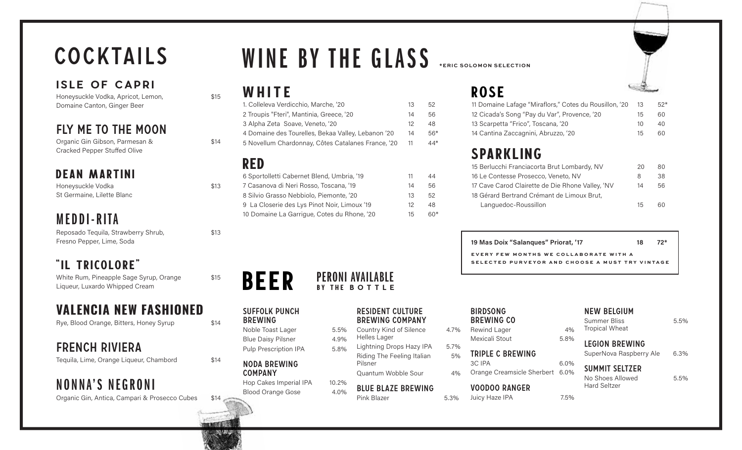# COCKTAILS

### ISLE OF CAPRI

Honeysuckle Vodka, Apricot, Lemon, Domaine Canton, Ginger Beer — $15

### FLY ME TO THE MOON

Organic Gin Gibson, Parmesan & Cracked Pepper Stuffed Olive — $14

### DEAN MARTINI

Honeysuckle Vodka St Germaine, Lilette Blanc — $13

### MEDDI-RITA

Reposado Tequila, Strawberry Shrub, Fresno Pepper, Lime, Soda — $13

### "IL TRICOLORE"

White Rum, Pineapple Sage Syrup, Orange Liqueur, Luxardo Whipped Cream — $15

### VALENCIA NEW FASHIONED

Rye, Blood Orange, Bitters, Honey Syrup — $14

### FRENCH RIVIERA

Tequila, Lime, Orange Liqueur, Chambord — $14

### NONNA'S NEGRONI

Organic Gin, Antica, Campari & Prosecco Cubes — $14

# WINE BY THE GLASS

*ERIC SOLOMON SELECTION

## WHITE

| | | |
|---|---|---|
| 1. Colleleva Verdicchio, Marche, '20 | 13 | 52 |
| 2 Troupis "Fteri", Mantinia, Greece, '20 | 14 | 56 |
| 3 Alpha Zeta Soave, Veneto, '20 | 12 | 48 |
| 4 Domaine des Tourelles, Bekaa Valley, Lebanon '20 | 14 | 56* |
| 5 Novellum Chardonnay, Côtes Catalanes France, '20 | 11 | 44* |

## RED

| | | |
|---|---|---|
| 6 Sportolletti Cabernet Blend, Umbria, '19 | 11 | 44 |
| 7 Casanova di Neri Rosso, Toscana, '19 | 14 | 56 |
| 8 Silvio Grasso Nebbiolo, Piemonte, '20 | 13 | 52 |
| 9 La Closerie des Lys Pinot Noir, Limoux '19 | 12 | 48 |
| 10 Domaine La Garrigue, Cotes du Rhone, '20 | 15 | 60* |

## ROSE

| | | |
|---|---|---|
| 11 Domaine Lafage "Miraflors," Cotes du Rousillon, '20 | 13 | 52* |
| 12 Cicada's Song "Pay du Var", Provence, '20 | 15 | 60 |
| 13 Scarpetta "Frico", Toscana, '20 | 10 | 40 |
| 14 Cantina Zaccagnini, Abruzzo, '20 | 15 | 60 |

## SPARKLING

| | | |
|---|---|---|
| 15 Berlucchi Franciacorta Brut Lombardy, NV | 20 | 80 |
| 16 Le Contesse Prosecco, Veneto, NV | 8 | 38 |
| 17 Cave Carod Clairette de Die Rhone Valley, 'NV | 14 | 56 |
| 18 Gérard Bertrand Crémant de Limoux Brut, Languedoc-Roussillon | 15 | 60 |

**19 Mas Doix "Salanques" Priorat, '17 — 18 — 72***

EVERY FEW MONTHS WE COLLABORATE WITH A SELECTED PURVEYOR AND CHOOSE A MUST TRY VINTAGE

# BEER

PERONI AVAILABLE BY THE BOTTLE

### SUFFOLK PUNCH BREWING

| | |
|---|---|
| Noble Toast Lager | 5.5% |
| Blue Daisy Pilsner | 4.9% |
| Pulp Prescription IPA | 5.8% |

### NODA BREWING COMPANY

| | |
|---|---|
| Hop Cakes Imperial IPA | 10.2% |
| Blood Orange Gose | 4.0% |

### RESIDENT CULTURE BREWING COMPANY

| | |
|---|---|
| Country Kind of Silence Helles Lager | 4.7% |
| Lightning Drops Hazy IPA | 5.7% |
| Riding The Feeling Italian Pilsner | 5% |
| Quantum Wobble Sour | 4% |

### BLUE BLAZE BREWING

| | |
|---|---|
| Pink Blazer | 5.3% |

### BIRDSONG BREWING CO

| | |
|---|---|
| Rewind Lager | 4% |
| Mexicali Stout | 5.8% |

### TRIPLE C BREWING

| | |
|---|---|
| 3C IPA | 6.0% |
| Orange Creamsicle Sherbert | 6.0% |

### VOODOO RANGER

| | |
|---|---|
| Juicy Haze IPA | 7.5% |

### NEW BELGIUM

| | |
|---|---|
| Summer Bliss Tropical Wheat | 5.5% |

### LEGION BREWING

| | |
|---|---|
| SuperNova Raspberry Ale | 6.3% |

### SUMMIT SELTZER

| | |
|---|---|
| No Shoes Allowed Hard Seltzer | 5.5% |